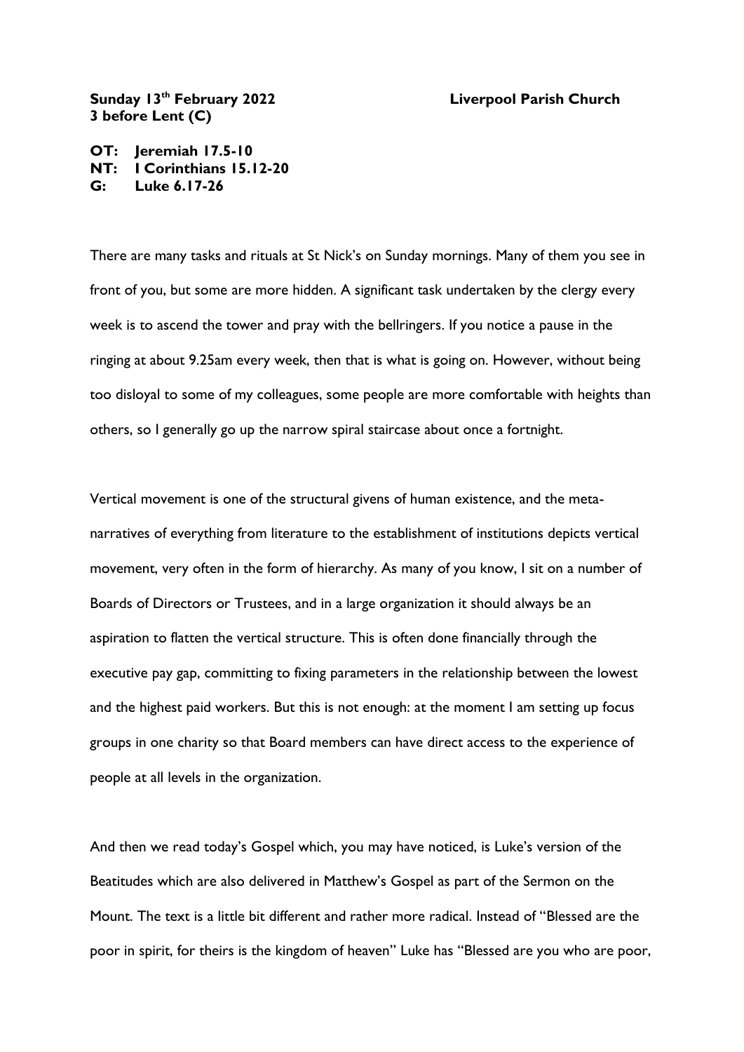**Sunday 13th February 2022** **Liverpool Parish Church**
**3 before Lent (C)**

**OT: Jeremiah 17.5-10**
**NT: I Corinthians 15.12-20**
**G: Luke 6.17-26**

There are many tasks and rituals at St Nick's on Sunday mornings. Many of them you see in front of you, but some are more hidden. A significant task undertaken by the clergy every week is to ascend the tower and pray with the bellringers. If you notice a pause in the ringing at about 9.25am every week, then that is what is going on. However, without being too disloyal to some of my colleagues, some people are more comfortable with heights than others, so I generally go up the narrow spiral staircase about once a fortnight.

Vertical movement is one of the structural givens of human existence, and the meta-narratives of everything from literature to the establishment of institutions depicts vertical movement, very often in the form of hierarchy. As many of you know, I sit on a number of Boards of Directors or Trustees, and in a large organization it should always be an aspiration to flatten the vertical structure. This is often done financially through the executive pay gap, committing to fixing parameters in the relationship between the lowest and the highest paid workers. But this is not enough: at the moment I am setting up focus groups in one charity so that Board members can have direct access to the experience of people at all levels in the organization.

And then we read today's Gospel which, you may have noticed, is Luke's version of the Beatitudes which are also delivered in Matthew's Gospel as part of the Sermon on the Mount. The text is a little bit different and rather more radical. Instead of "Blessed are the poor in spirit, for theirs is the kingdom of heaven" Luke has "Blessed are you who are poor,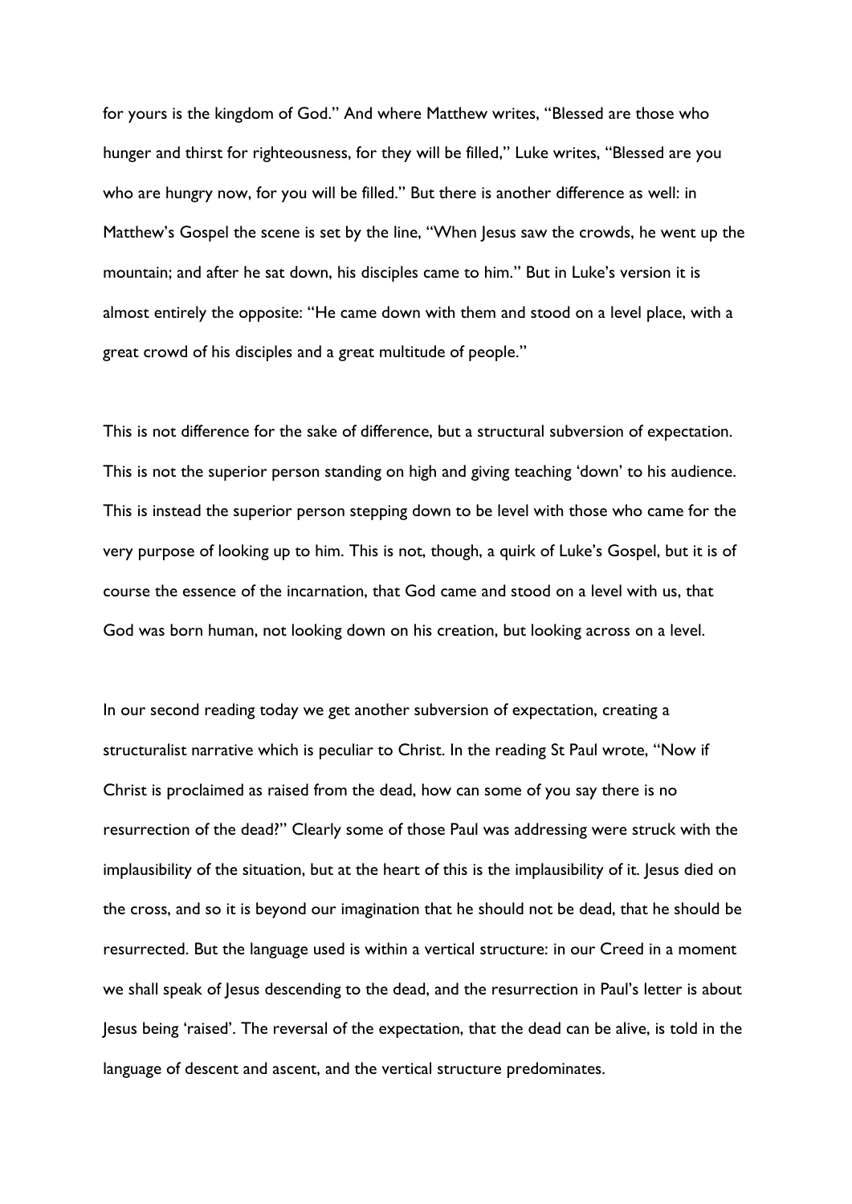for yours is the kingdom of God." And where Matthew writes, "Blessed are those who hunger and thirst for righteousness, for they will be filled," Luke writes, "Blessed are you who are hungry now, for you will be filled." But there is another difference as well: in Matthew's Gospel the scene is set by the line, "When Jesus saw the crowds, he went up the mountain; and after he sat down, his disciples came to him." But in Luke's version it is almost entirely the opposite: "He came down with them and stood on a level place, with a great crowd of his disciples and a great multitude of people."

This is not difference for the sake of difference, but a structural subversion of expectation. This is not the superior person standing on high and giving teaching 'down' to his audience. This is instead the superior person stepping down to be level with those who came for the very purpose of looking up to him. This is not, though, a quirk of Luke's Gospel, but it is of course the essence of the incarnation, that God came and stood on a level with us, that God was born human, not looking down on his creation, but looking across on a level.

In our second reading today we get another subversion of expectation, creating a structuralist narrative which is peculiar to Christ. In the reading St Paul wrote, "Now if Christ is proclaimed as raised from the dead, how can some of you say there is no resurrection of the dead?" Clearly some of those Paul was addressing were struck with the implausibility of the situation, but at the heart of this is the implausibility of it. Jesus died on the cross, and so it is beyond our imagination that he should not be dead, that he should be resurrected. But the language used is within a vertical structure: in our Creed in a moment we shall speak of Jesus descending to the dead, and the resurrection in Paul's letter is about Jesus being 'raised'. The reversal of the expectation, that the dead can be alive, is told in the language of descent and ascent, and the vertical structure predominates.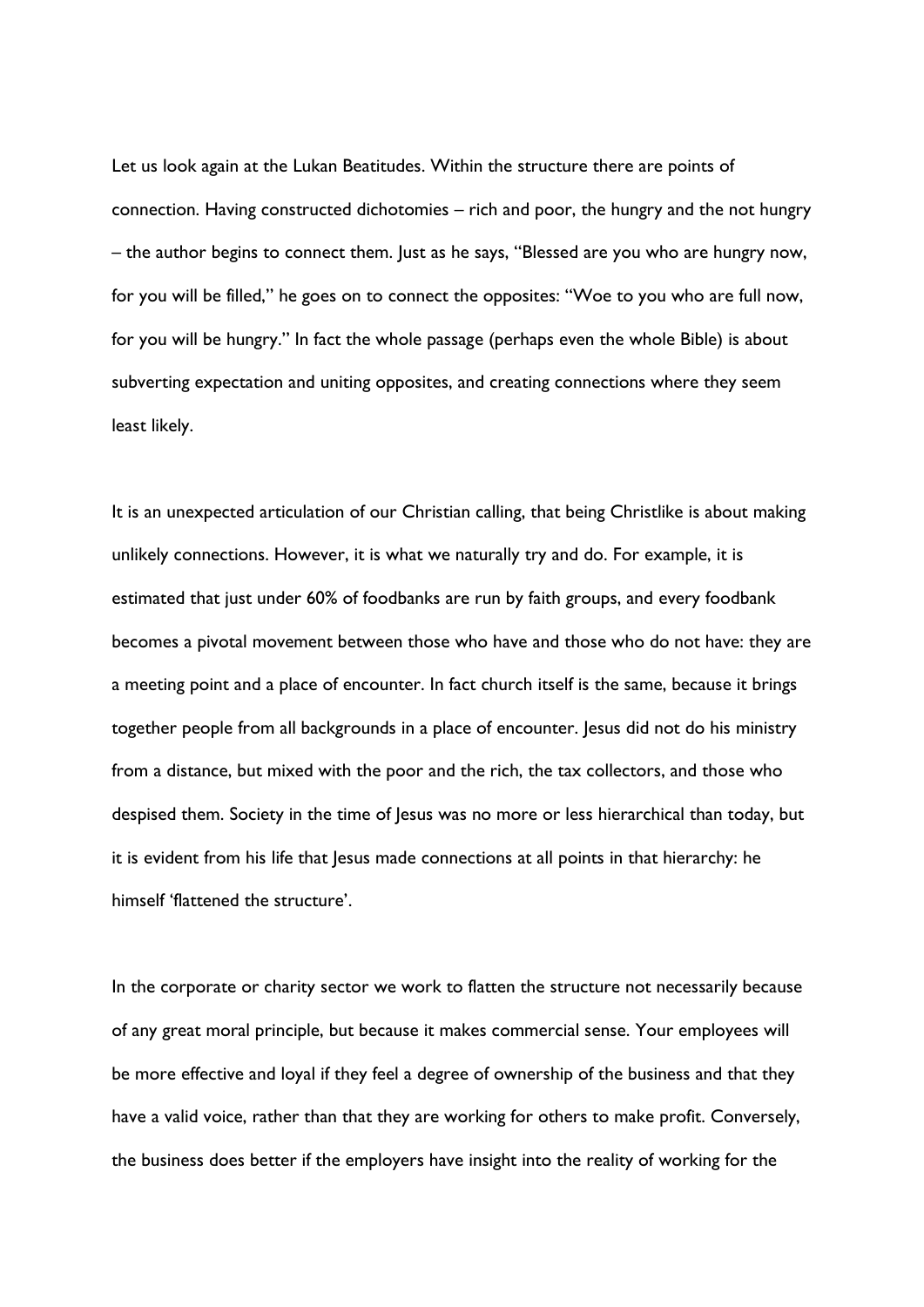Let us look again at the Lukan Beatitudes. Within the structure there are points of connection. Having constructed dichotomies – rich and poor, the hungry and the not hungry – the author begins to connect them. Just as he says, "Blessed are you who are hungry now, for you will be filled," he goes on to connect the opposites: "Woe to you who are full now, for you will be hungry." In fact the whole passage (perhaps even the whole Bible) is about subverting expectation and uniting opposites, and creating connections where they seem least likely.

It is an unexpected articulation of our Christian calling, that being Christlike is about making unlikely connections. However, it is what we naturally try and do. For example, it is estimated that just under 60% of foodbanks are run by faith groups, and every foodbank becomes a pivotal movement between those who have and those who do not have: they are a meeting point and a place of encounter. In fact church itself is the same, because it brings together people from all backgrounds in a place of encounter. Jesus did not do his ministry from a distance, but mixed with the poor and the rich, the tax collectors, and those who despised them. Society in the time of Jesus was no more or less hierarchical than today, but it is evident from his life that Jesus made connections at all points in that hierarchy: he himself 'flattened the structure'.

In the corporate or charity sector we work to flatten the structure not necessarily because of any great moral principle, but because it makes commercial sense. Your employees will be more effective and loyal if they feel a degree of ownership of the business and that they have a valid voice, rather than that they are working for others to make profit. Conversely, the business does better if the employers have insight into the reality of working for the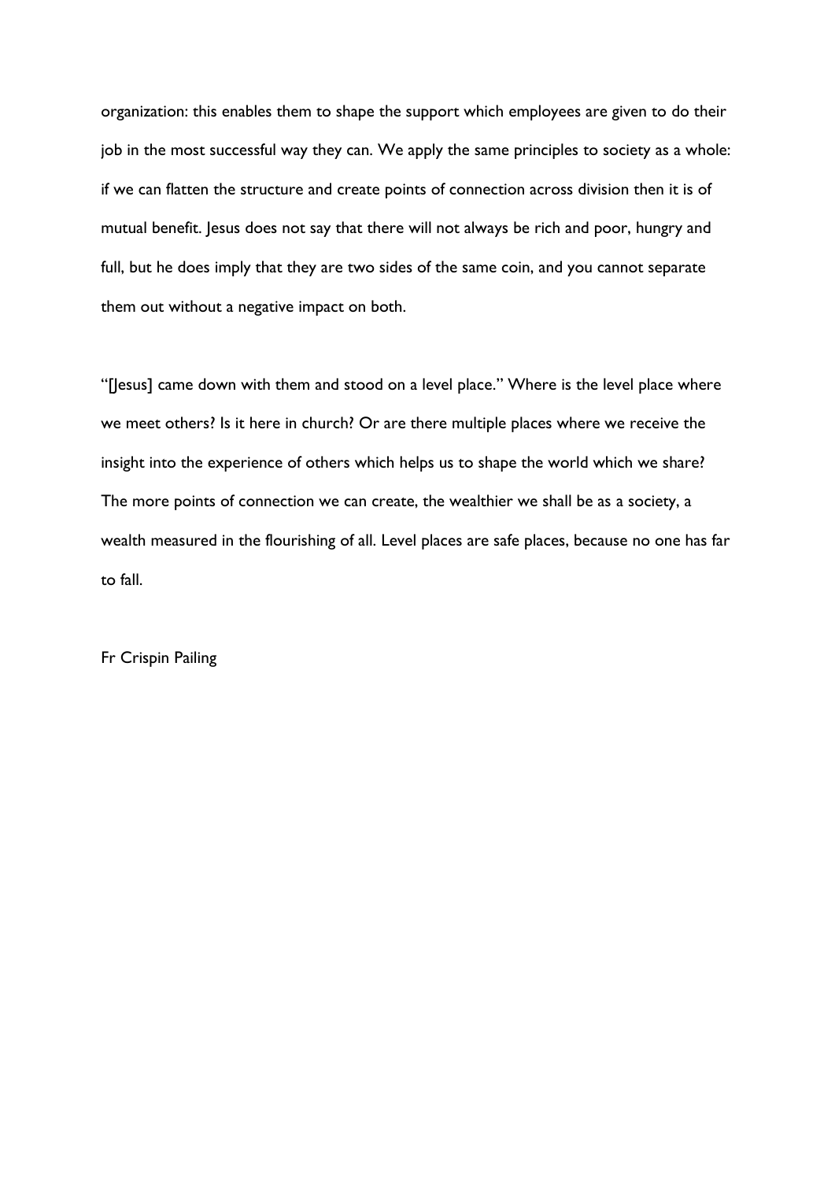organization: this enables them to shape the support which employees are given to do their job in the most successful way they can. We apply the same principles to society as a whole: if we can flatten the structure and create points of connection across division then it is of mutual benefit. Jesus does not say that there will not always be rich and poor, hungry and full, but he does imply that they are two sides of the same coin, and you cannot separate them out without a negative impact on both.

"[Jesus] came down with them and stood on a level place." Where is the level place where we meet others? Is it here in church? Or are there multiple places where we receive the insight into the experience of others which helps us to shape the world which we share? The more points of connection we can create, the wealthier we shall be as a society, a wealth measured in the flourishing of all. Level places are safe places, because no one has far to fall.

Fr Crispin Pailing